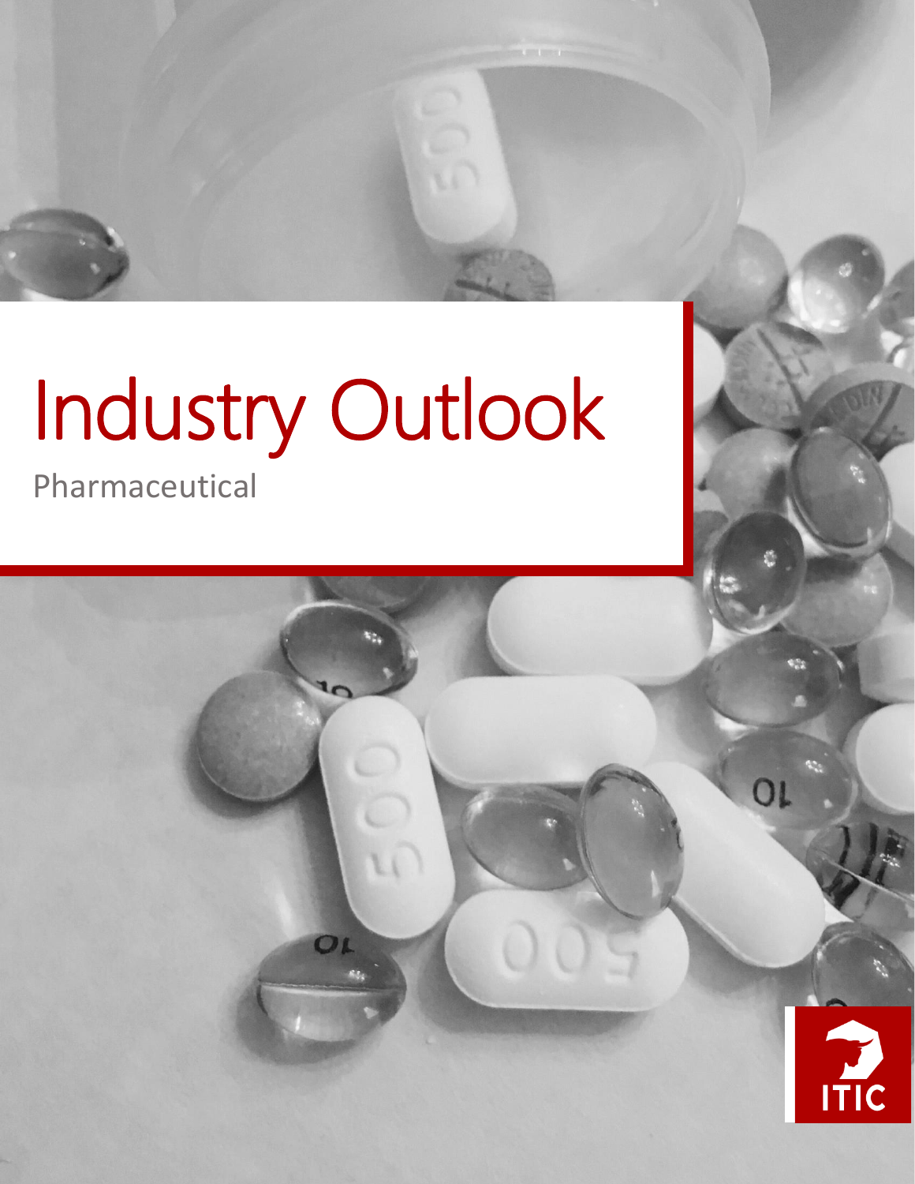# Industry Outlook

Pharmaceutical

ITIC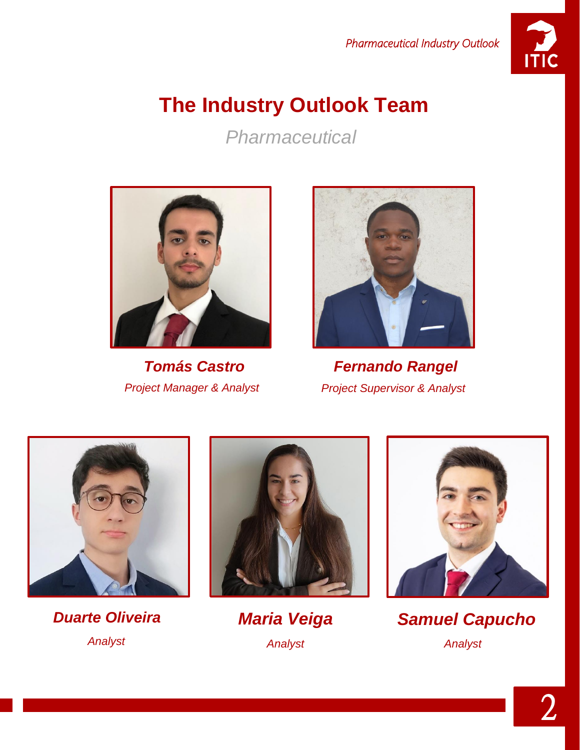# The Industry Outlook Team

*Pharmaceutical*

***Tomás Castro***

*Project Manager & Analyst*

***Fernando Rangel***

*Project Supervisor & Analyst*

***Duarte Oliveira***

*Analyst*

***Maria Veiga***

*Analyst*

***Samuel Capucho***

*Analyst*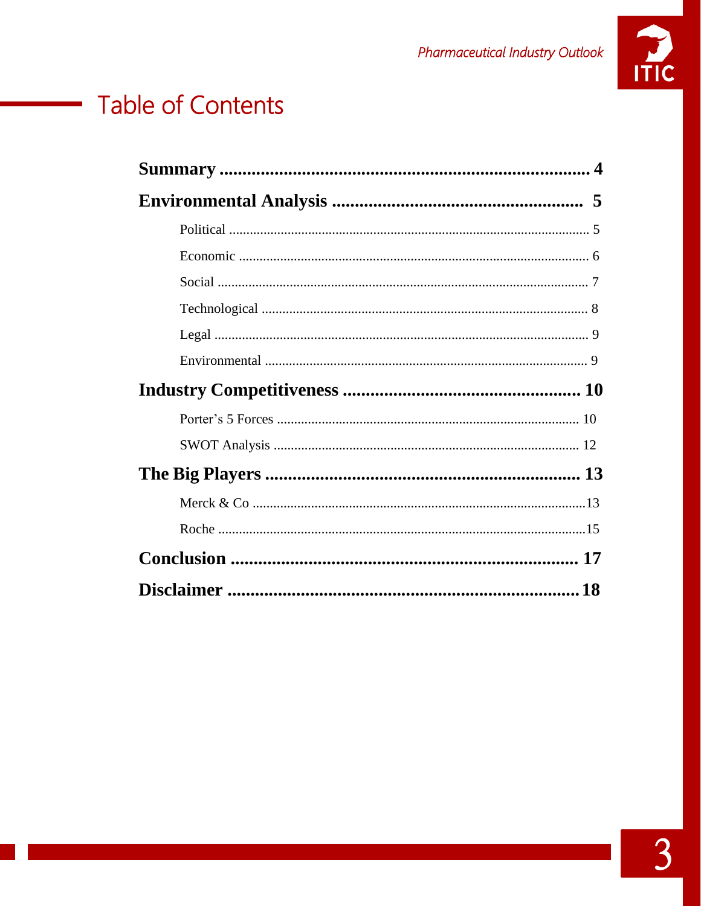# Table of Contents

**Summary** .......... 4

**Environmental Analysis** .......... 5

- Political .......... 5
- Economic .......... 6
- Social .......... 7
- Technological .......... 8
- Legal .......... 9
- Environmental .......... 9

**Industry Competitiveness** .......... 10

- Porter's 5 Forces .......... 10
- SWOT Analysis .......... 12

**The Big Players** .......... 13

- Merck & Co .......... 13
- Roche .......... 15

**Conclusion** .......... 17

**Disclaimer** .......... 18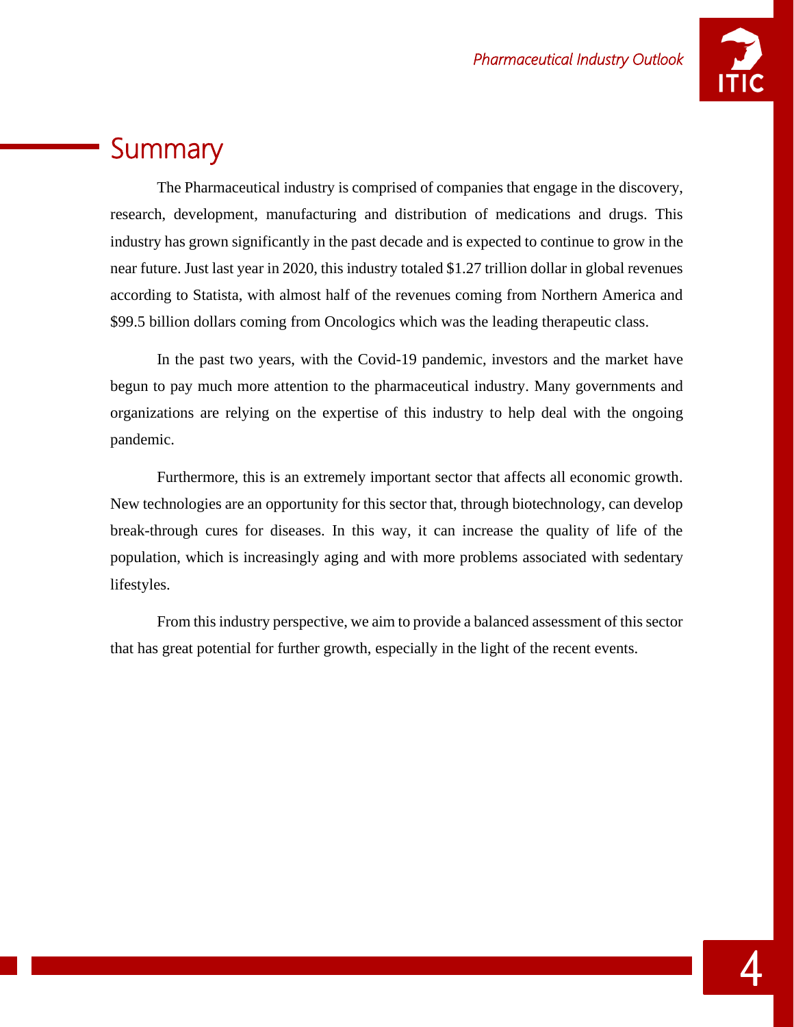## Summary

The Pharmaceutical industry is comprised of companies that engage in the discovery, research, development, manufacturing and distribution of medications and drugs. This industry has grown significantly in the past decade and is expected to continue to grow in the near future. Just last year in 2020, this industry totaled $1.27 trillion dollar in global revenues according to Statista, with almost half of the revenues coming from Northern America and $99.5 billion dollars coming from Oncologics which was the leading therapeutic class.

In the past two years, with the Covid-19 pandemic, investors and the market have begun to pay much more attention to the pharmaceutical industry. Many governments and organizations are relying on the expertise of this industry to help deal with the ongoing pandemic.

Furthermore, this is an extremely important sector that affects all economic growth. New technologies are an opportunity for this sector that, through biotechnology, can develop break-through cures for diseases. In this way, it can increase the quality of life of the population, which is increasingly aging and with more problems associated with sedentary lifestyles.

From this industry perspective, we aim to provide a balanced assessment of this sector that has great potential for further growth, especially in the light of the recent events.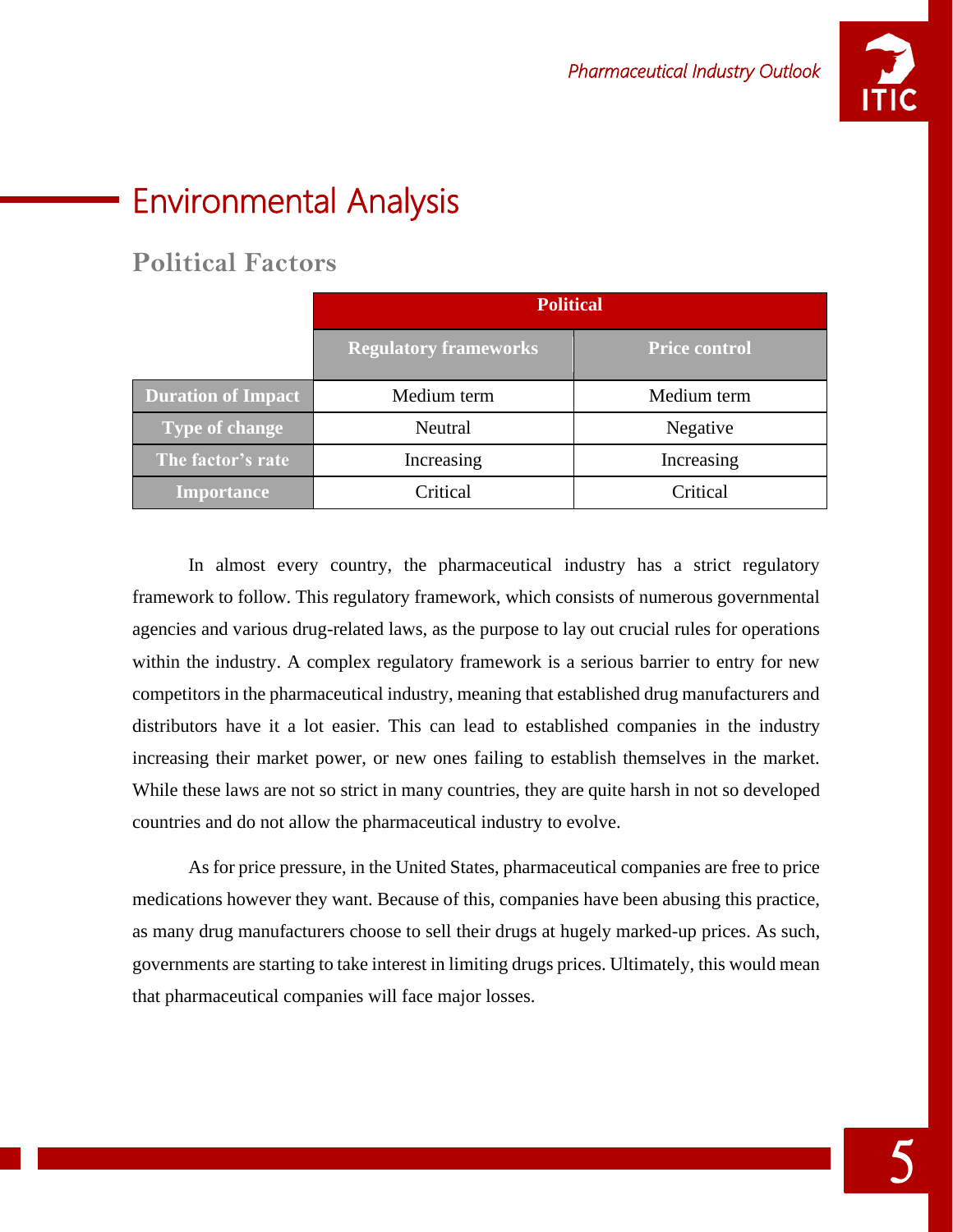# Environmental Analysis

## Political Factors

| | Political | |
|---|---|---|
| | **Regulatory frameworks** | **Price control** |
| **Duration of Impact** | Medium term | Medium term |
| **Type of change** | Neutral | Negative |
| **The factor's rate** | Increasing | Increasing |
| **Importance** | Critical | Critical |

In almost every country, the pharmaceutical industry has a strict regulatory framework to follow. This regulatory framework, which consists of numerous governmental agencies and various drug-related laws, as the purpose to lay out crucial rules for operations within the industry. A complex regulatory framework is a serious barrier to entry for new competitors in the pharmaceutical industry, meaning that established drug manufacturers and distributors have it a lot easier. This can lead to established companies in the industry increasing their market power, or new ones failing to establish themselves in the market. While these laws are not so strict in many countries, they are quite harsh in not so developed countries and do not allow the pharmaceutical industry to evolve.

As for price pressure, in the United States, pharmaceutical companies are free to price medications however they want. Because of this, companies have been abusing this practice, as many drug manufacturers choose to sell their drugs at hugely marked-up prices. As such, governments are starting to take interest in limiting drugs prices. Ultimately, this would mean that pharmaceutical companies will face major losses.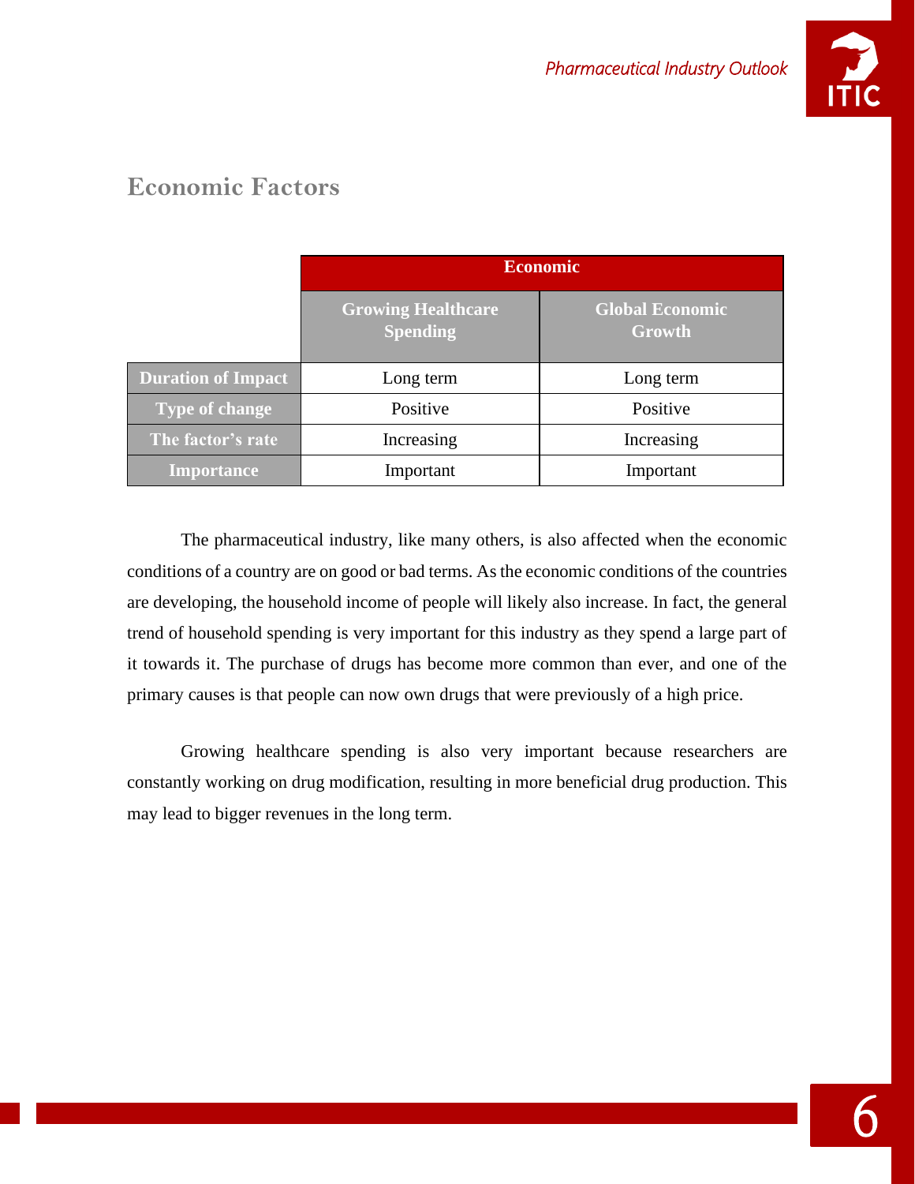## Economic Factors

| | Economic | |
|---|---|---|
| | Growing Healthcare Spending | Global Economic Growth |
| **Duration of Impact** | Long term | Long term |
| **Type of change** | Positive | Positive |
| **The factor's rate** | Increasing | Increasing |
| **Importance** | Important | Important |

The pharmaceutical industry, like many others, is also affected when the economic conditions of a country are on good or bad terms. As the economic conditions of the countries are developing, the household income of people will likely also increase. In fact, the general trend of household spending is very important for this industry as they spend a large part of it towards it. The purchase of drugs has become more common than ever, and one of the primary causes is that people can now own drugs that were previously of a high price.

Growing healthcare spending is also very important because researchers are constantly working on drug modification, resulting in more beneficial drug production. This may lead to bigger revenues in the long term.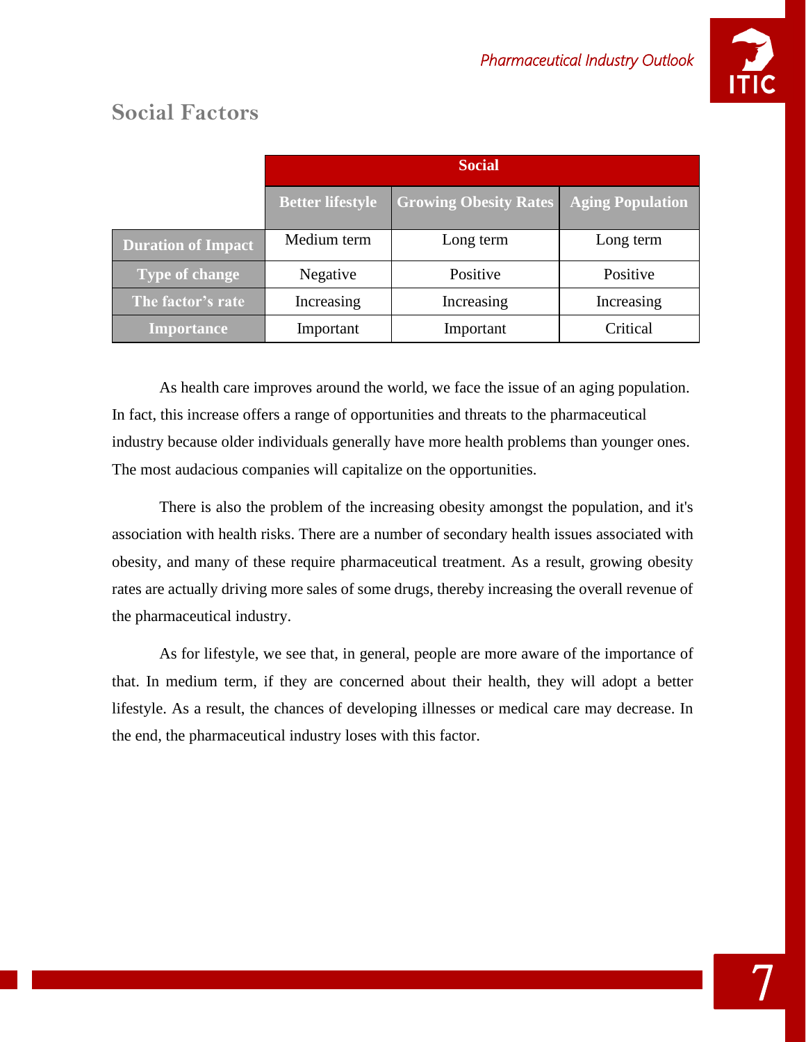## Social Factors

| | Social | | |
|---|---|---|---|
| | **Better lifestyle** | **Growing Obesity Rates** | **Aging Population** |
| **Duration of Impact** | Medium term | Long term | Long term |
| **Type of change** | Negative | Positive | Positive |
| **The factor's rate** | Increasing | Increasing | Increasing |
| **Importance** | Important | Important | Critical |

As health care improves around the world, we face the issue of an aging population. In fact, this increase offers a range of opportunities and threats to the pharmaceutical industry because older individuals generally have more health problems than younger ones. The most audacious companies will capitalize on the opportunities.

There is also the problem of the increasing obesity amongst the population, and it's association with health risks. There are a number of secondary health issues associated with obesity, and many of these require pharmaceutical treatment. As a result, growing obesity rates are actually driving more sales of some drugs, thereby increasing the overall revenue of the pharmaceutical industry.

As for lifestyle, we see that, in general, people are more aware of the importance of that. In medium term, if they are concerned about their health, they will adopt a better lifestyle. As a result, the chances of developing illnesses or medical care may decrease. In the end, the pharmaceutical industry loses with this factor.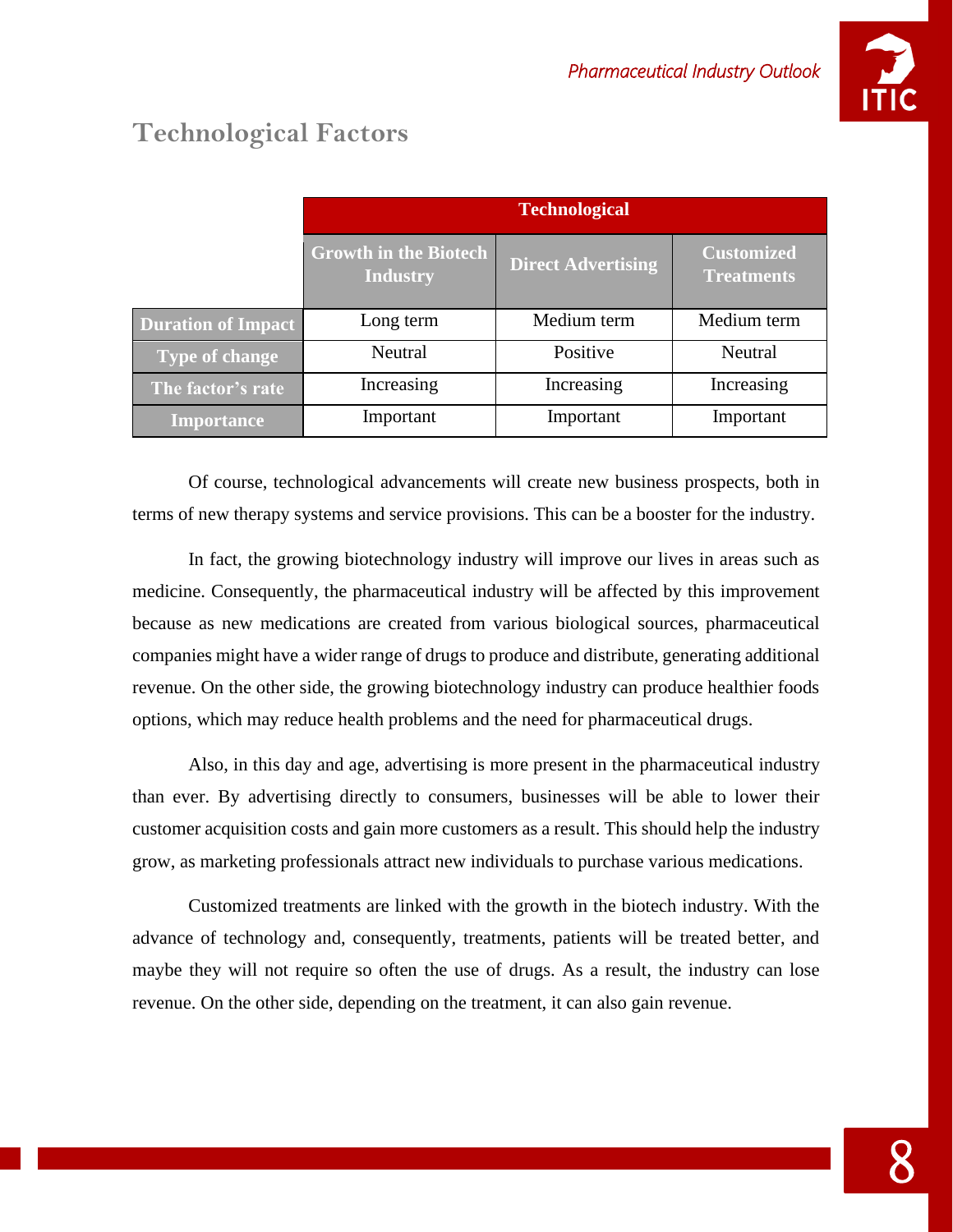## Technological Factors

| | Technological | | |
|---|---|---|---|
| | Growth in the Biotech Industry | Direct Advertising | Customized Treatments |
| Duration of Impact | Long term | Medium term | Medium term |
| Type of change | Neutral | Positive | Neutral |
| The factor's rate | Increasing | Increasing | Increasing |
| Importance | Important | Important | Important |

Of course, technological advancements will create new business prospects, both in terms of new therapy systems and service provisions. This can be a booster for the industry.

In fact, the growing biotechnology industry will improve our lives in areas such as medicine. Consequently, the pharmaceutical industry will be affected by this improvement because as new medications are created from various biological sources, pharmaceutical companies might have a wider range of drugs to produce and distribute, generating additional revenue. On the other side, the growing biotechnology industry can produce healthier foods options, which may reduce health problems and the need for pharmaceutical drugs.

Also, in this day and age, advertising is more present in the pharmaceutical industry than ever. By advertising directly to consumers, businesses will be able to lower their customer acquisition costs and gain more customers as a result. This should help the industry grow, as marketing professionals attract new individuals to purchase various medications.

Customized treatments are linked with the growth in the biotech industry. With the advance of technology and, consequently, treatments, patients will be treated better, and maybe they will not require so often the use of drugs. As a result, the industry can lose revenue. On the other side, depending on the treatment, it can also gain revenue.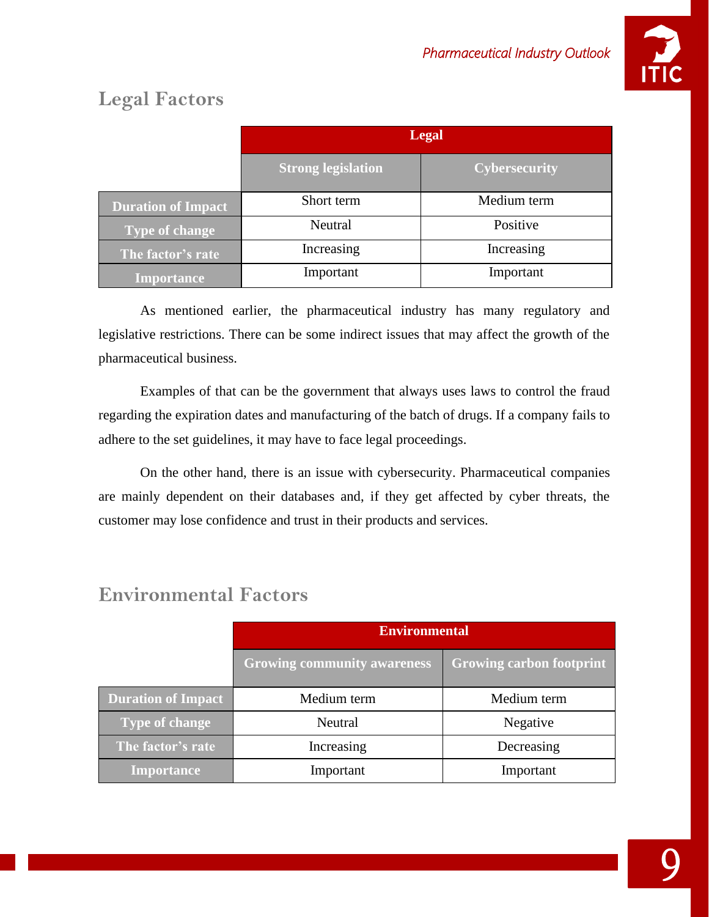## Legal Factors

| | Legal | |
|---|---|---|
| | **Strong legislation** | **Cybersecurity** |
| **Duration of Impact** | Short term | Medium term |
| **Type of change** | Neutral | Positive |
| **The factor's rate** | Increasing | Increasing |
| **Importance** | Important | Important |

As mentioned earlier, the pharmaceutical industry has many regulatory and legislative restrictions. There can be some indirect issues that may affect the growth of the pharmaceutical business.

Examples of that can be the government that always uses laws to control the fraud regarding the expiration dates and manufacturing of the batch of drugs. If a company fails to adhere to the set guidelines, it may have to face legal proceedings.

On the other hand, there is an issue with cybersecurity. Pharmaceutical companies are mainly dependent on their databases and, if they get affected by cyber threats, the customer may lose confidence and trust in their products and services.

## Environmental Factors

| | Environmental | |
|---|---|---|
| | **Growing community awareness** | **Growing carbon footprint** |
| **Duration of Impact** | Medium term | Medium term |
| **Type of change** | Neutral | Negative |
| **The factor's rate** | Increasing | Decreasing |
| **Importance** | Important | Important |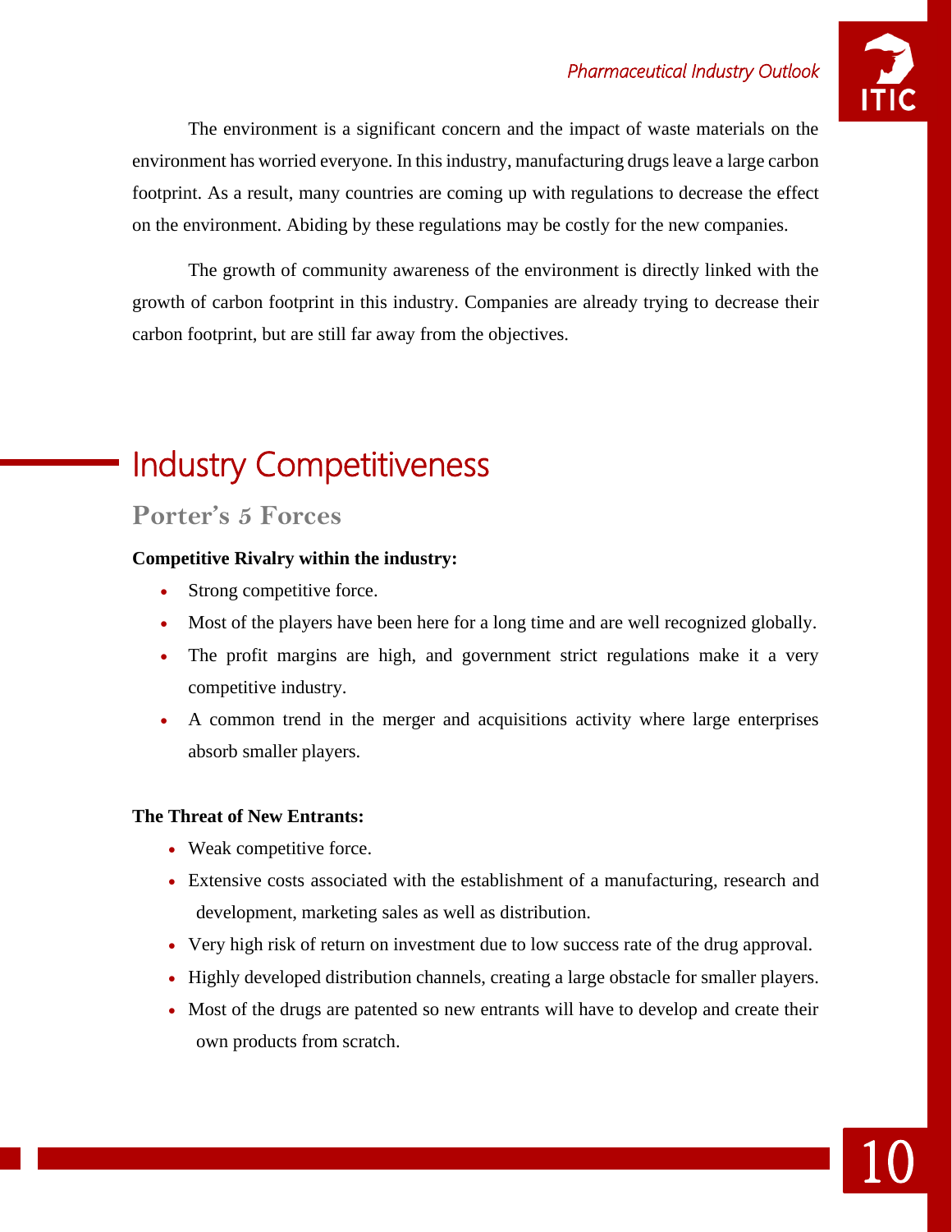The environment is a significant concern and the impact of waste materials on the environment has worried everyone. In this industry, manufacturing drugs leave a large carbon footprint. As a result, many countries are coming up with regulations to decrease the effect on the environment. Abiding by these regulations may be costly for the new companies.

The growth of community awareness of the environment is directly linked with the growth of carbon footprint in this industry. Companies are already trying to decrease their carbon footprint, but are still far away from the objectives.

# Industry Competitiveness

## Porter's 5 Forces

**Competitive Rivalry within the industry:**

- Strong competitive force.
- Most of the players have been here for a long time and are well recognized globally.
- The profit margins are high, and government strict regulations make it a very competitive industry.
- A common trend in the merger and acquisitions activity where large enterprises absorb smaller players.

**The Threat of New Entrants:**

- Weak competitive force.
- Extensive costs associated with the establishment of a manufacturing, research and development, marketing sales as well as distribution.
- Very high risk of return on investment due to low success rate of the drug approval.
- Highly developed distribution channels, creating a large obstacle for smaller players.
- Most of the drugs are patented so new entrants will have to develop and create their own products from scratch.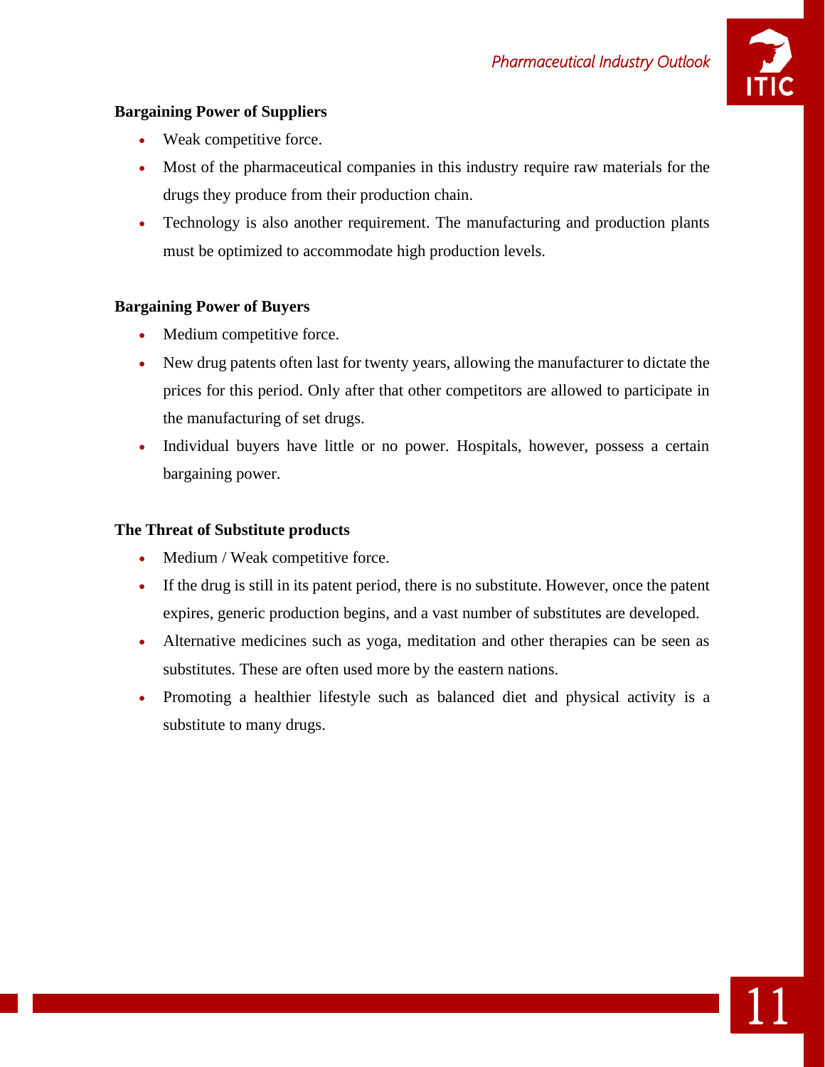**Bargaining Power of Suppliers**

- Weak competitive force.
- Most of the pharmaceutical companies in this industry require raw materials for the drugs they produce from their production chain.
- Technology is also another requirement. The manufacturing and production plants must be optimized to accommodate high production levels.

**Bargaining Power of Buyers**

- Medium competitive force.
- New drug patents often last for twenty years, allowing the manufacturer to dictate the prices for this period. Only after that other competitors are allowed to participate in the manufacturing of set drugs.
- Individual buyers have little or no power. Hospitals, however, possess a certain bargaining power.

**The Threat of Substitute products**

- Medium / Weak competitive force.
- If the drug is still in its patent period, there is no substitute. However, once the patent expires, generic production begins, and a vast number of substitutes are developed.
- Alternative medicines such as yoga, meditation and other therapies can be seen as substitutes. These are often used more by the eastern nations.
- Promoting a healthier lifestyle such as balanced diet and physical activity is a substitute to many drugs.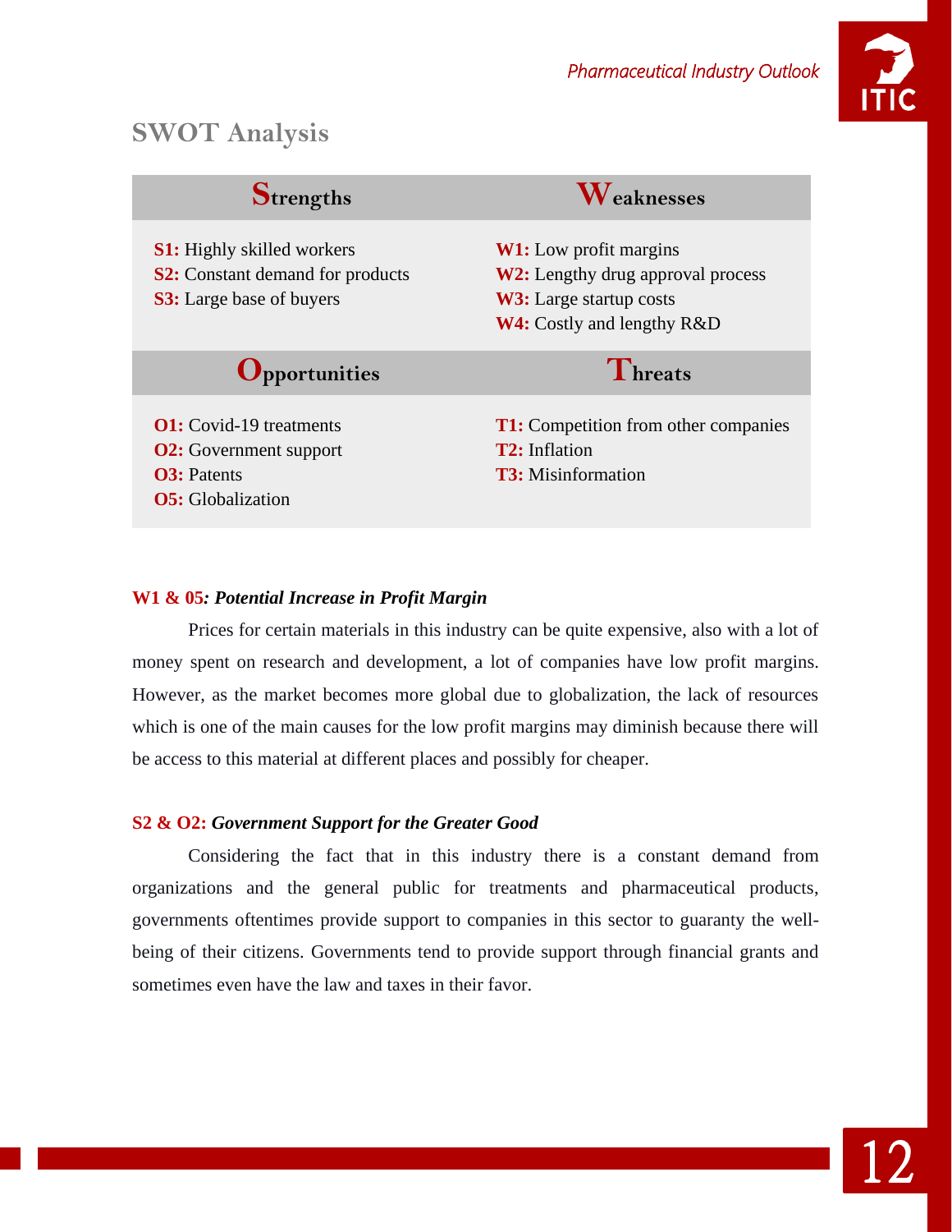## SWOT Analysis

| Strengths | Weaknesses |
|---|---|
| **S1:** Highly skilled workers<br>**S2:** Constant demand for products<br>**S3:** Large base of buyers | **W1:** Low profit margins<br>**W2:** Lengthy drug approval process<br>**W3:** Large startup costs<br>**W4:** Costly and lengthy R&D |
| **Opportunities** | **Threats** |
| **O1:** Covid-19 treatments<br>**O2:** Government support<br>**O3:** Patents<br>**O5:** Globalization | **T1:** Competition from other companies<br>**T2:** Inflation<br>**T3:** Misinformation |

**W1 & 05*: Potential Increase in Profit Margin***

Prices for certain materials in this industry can be quite expensive, also with a lot of money spent on research and development, a lot of companies have low profit margins. However, as the market becomes more global due to globalization, the lack of resources which is one of the main causes for the low profit margins may diminish because there will be access to this material at different places and possibly for cheaper.

**S2 & O2: *Government Support for the Greater Good***

Considering the fact that in this industry there is a constant demand from organizations and the general public for treatments and pharmaceutical products, governments oftentimes provide support to companies in this sector to guaranty the well-being of their citizens. Governments tend to provide support through financial grants and sometimes even have the law and taxes in their favor.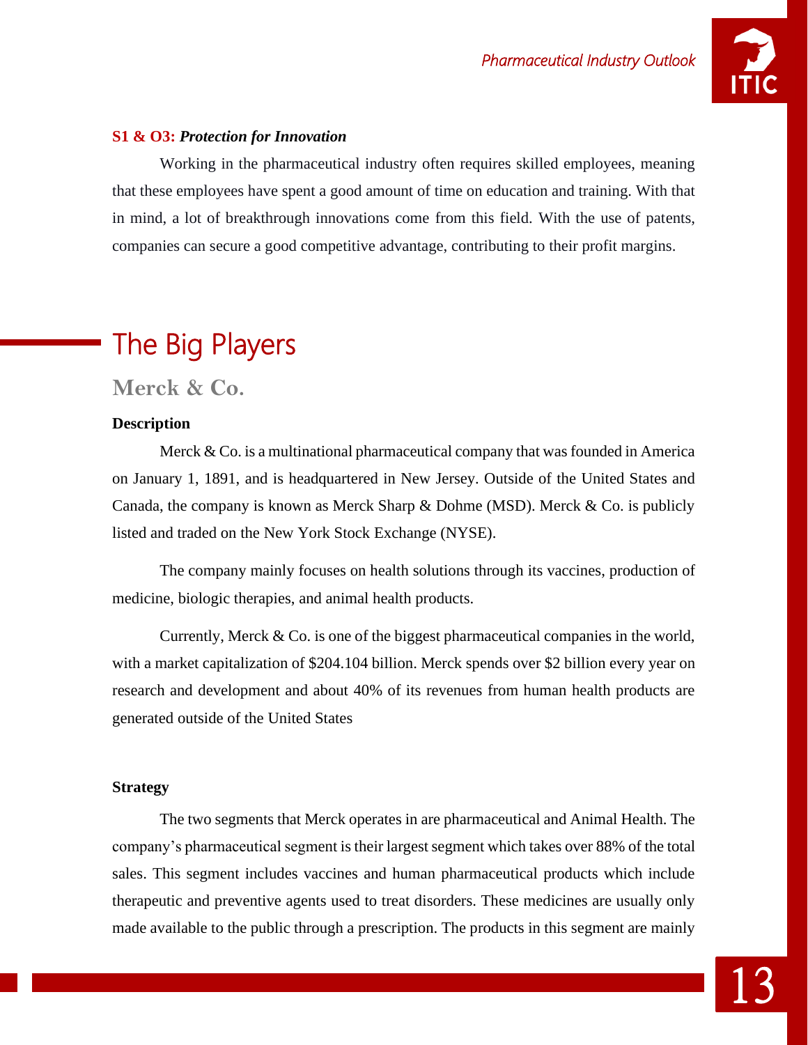**S1 & O3:** ***Protection for Innovation***

Working in the pharmaceutical industry often requires skilled employees, meaning that these employees have spent a good amount of time on education and training. With that in mind, a lot of breakthrough innovations come from this field. With the use of patents, companies can secure a good competitive advantage, contributing to their profit margins.

# The Big Players

## Merck & Co.

### Description

Merck & Co. is a multinational pharmaceutical company that was founded in America on January 1, 1891, and is headquartered in New Jersey. Outside of the United States and Canada, the company is known as Merck Sharp & Dohme (MSD). Merck & Co. is publicly listed and traded on the New York Stock Exchange (NYSE).

The company mainly focuses on health solutions through its vaccines, production of medicine, biologic therapies, and animal health products.

Currently, Merck & Co. is one of the biggest pharmaceutical companies in the world, with a market capitalization of $204.104 billion. Merck spends over $2 billion every year on research and development and about 40% of its revenues from human health products are generated outside of the United States

### Strategy

The two segments that Merck operates in are pharmaceutical and Animal Health. The company's pharmaceutical segment is their largest segment which takes over 88% of the total sales. This segment includes vaccines and human pharmaceutical products which include therapeutic and preventive agents used to treat disorders. These medicines are usually only made available to the public through a prescription. The products in this segment are mainly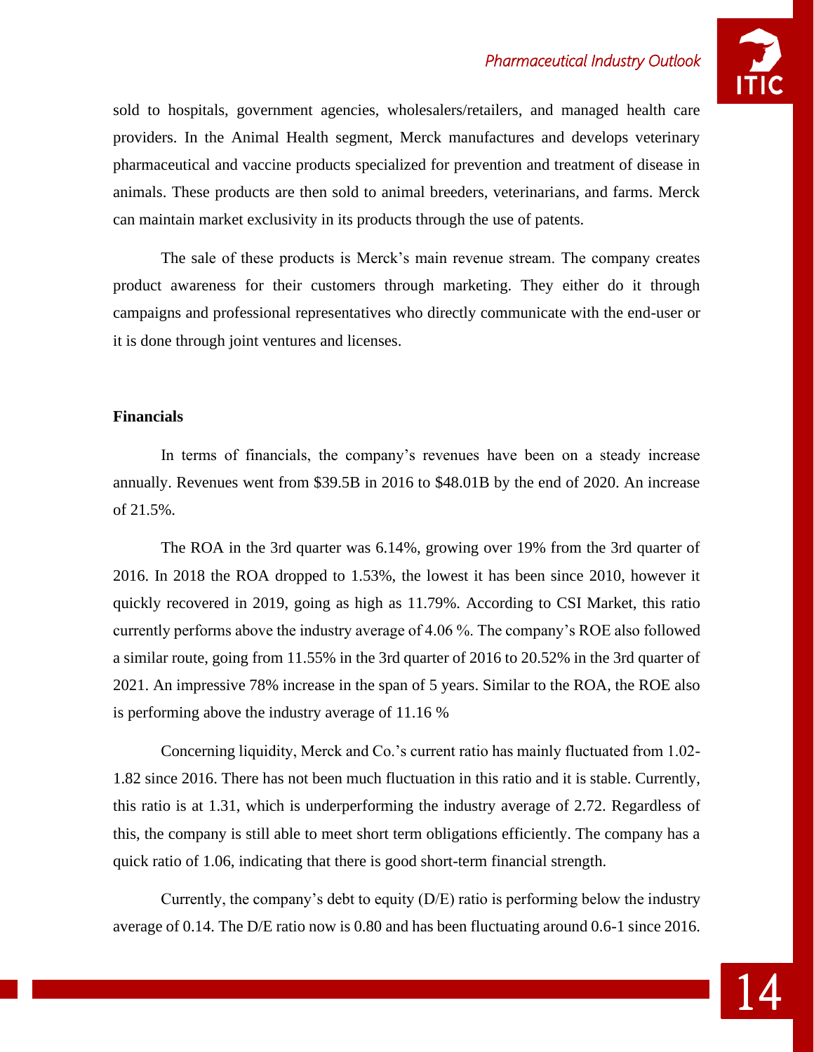sold to hospitals, government agencies, wholesalers/retailers, and managed health care providers. In the Animal Health segment, Merck manufactures and develops veterinary pharmaceutical and vaccine products specialized for prevention and treatment of disease in animals. These products are then sold to animal breeders, veterinarians, and farms. Merck can maintain market exclusivity in its products through the use of patents.

The sale of these products is Merck's main revenue stream. The company creates product awareness for their customers through marketing. They either do it through campaigns and professional representatives who directly communicate with the end-user or it is done through joint ventures and licenses.

**Financials**

In terms of financials, the company's revenues have been on a steady increase annually. Revenues went from $39.5B in 2016 to $48.01B by the end of 2020. An increase of 21.5%.

The ROA in the 3rd quarter was 6.14%, growing over 19% from the 3rd quarter of 2016. In 2018 the ROA dropped to 1.53%, the lowest it has been since 2010, however it quickly recovered in 2019, going as high as 11.79%. According to CSI Market, this ratio currently performs above the industry average of 4.06 %. The company's ROE also followed a similar route, going from 11.55% in the 3rd quarter of 2016 to 20.52% in the 3rd quarter of 2021. An impressive 78% increase in the span of 5 years. Similar to the ROA, the ROE also is performing above the industry average of 11.16 %

Concerning liquidity, Merck and Co.'s current ratio has mainly fluctuated from 1.02-1.82 since 2016. There has not been much fluctuation in this ratio and it is stable. Currently, this ratio is at 1.31, which is underperforming the industry average of 2.72. Regardless of this, the company is still able to meet short term obligations efficiently. The company has a quick ratio of 1.06, indicating that there is good short-term financial strength.

Currently, the company's debt to equity (D/E) ratio is performing below the industry average of 0.14. The D/E ratio now is 0.80 and has been fluctuating around 0.6-1 since 2016.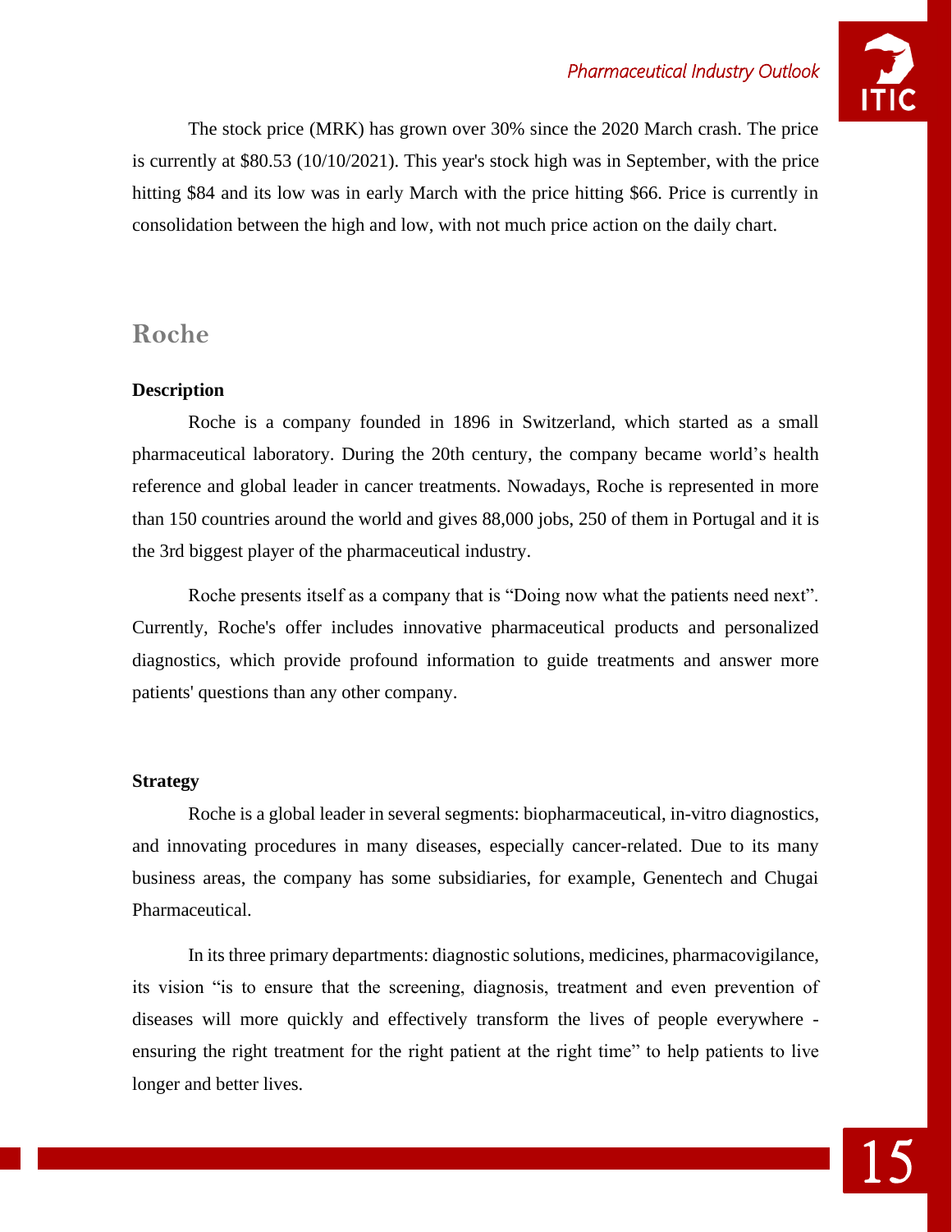The stock price (MRK) has grown over 30% since the 2020 March crash. The price is currently at $80.53 (10/10/2021). This year's stock high was in September, with the price hitting $84 and its low was in early March with the price hitting $66. Price is currently in consolidation between the high and low, with not much price action on the daily chart.

## Roche

**Description**

Roche is a company founded in 1896 in Switzerland, which started as a small pharmaceutical laboratory. During the 20th century, the company became world's health reference and global leader in cancer treatments. Nowadays, Roche is represented in more than 150 countries around the world and gives 88,000 jobs, 250 of them in Portugal and it is the 3rd biggest player of the pharmaceutical industry.

Roche presents itself as a company that is "Doing now what the patients need next". Currently, Roche's offer includes innovative pharmaceutical products and personalized diagnostics, which provide profound information to guide treatments and answer more patients' questions than any other company.

**Strategy**

Roche is a global leader in several segments: biopharmaceutical, in-vitro diagnostics, and innovating procedures in many diseases, especially cancer-related. Due to its many business areas, the company has some subsidiaries, for example, Genentech and Chugai Pharmaceutical.

In its three primary departments: diagnostic solutions, medicines, pharmacovigilance, its vision "is to ensure that the screening, diagnosis, treatment and even prevention of diseases will more quickly and effectively transform the lives of people everywhere - ensuring the right treatment for the right patient at the right time" to help patients to live longer and better lives.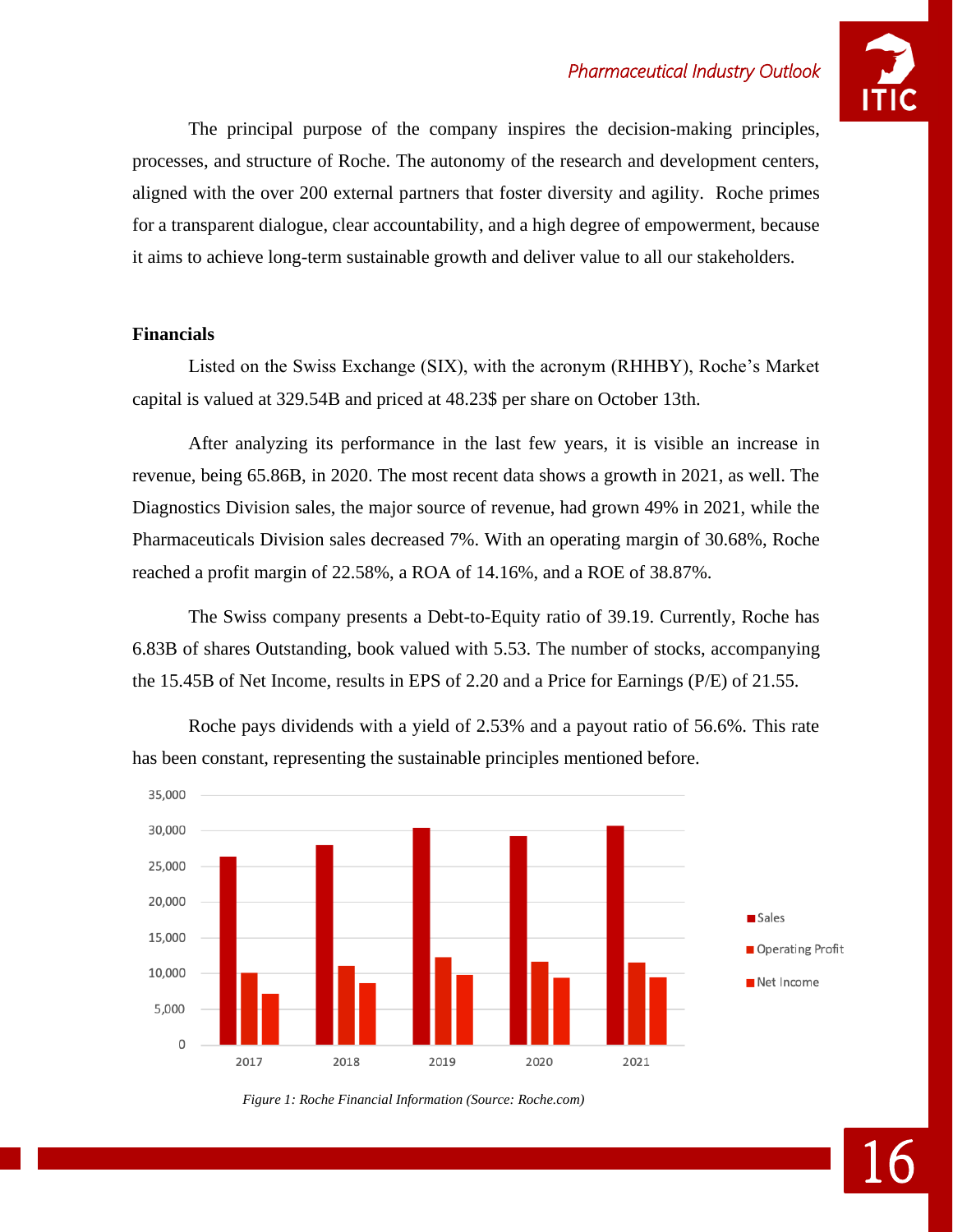The principal purpose of the company inspires the decision-making principles, processes, and structure of Roche. The autonomy of the research and development centers, aligned with the over 200 external partners that foster diversity and agility. Roche primes for a transparent dialogue, clear accountability, and a high degree of empowerment, because it aims to achieve long-term sustainable growth and deliver value to all our stakeholders.

**Financials**

Listed on the Swiss Exchange (SIX), with the acronym (RHHBY), Roche's Market capital is valued at 329.54B and priced at 48.23$ per share on October 13th.

After analyzing its performance in the last few years, it is visible an increase in revenue, being 65.86B, in 2020. The most recent data shows a growth in 2021, as well. The Diagnostics Division sales, the major source of revenue, had grown 49% in 2021, while the Pharmaceuticals Division sales decreased 7%. With an operating margin of 30.68%, Roche reached a profit margin of 22.58%, a ROA of 14.16%, and a ROE of 38.87%.

The Swiss company presents a Debt-to-Equity ratio of 39.19. Currently, Roche has 6.83B of shares Outstanding, book valued with 5.53. The number of stocks, accompanying the 15.45B of Net Income, results in EPS of 2.20 and a Price for Earnings (P/E) of 21.55.

Roche pays dividends with a yield of 2.53% and a payout ratio of 56.6%. This rate has been constant, representing the sustainable principles mentioned before.

*Figure 1: Roche Financial Information (Source: Roche.com)*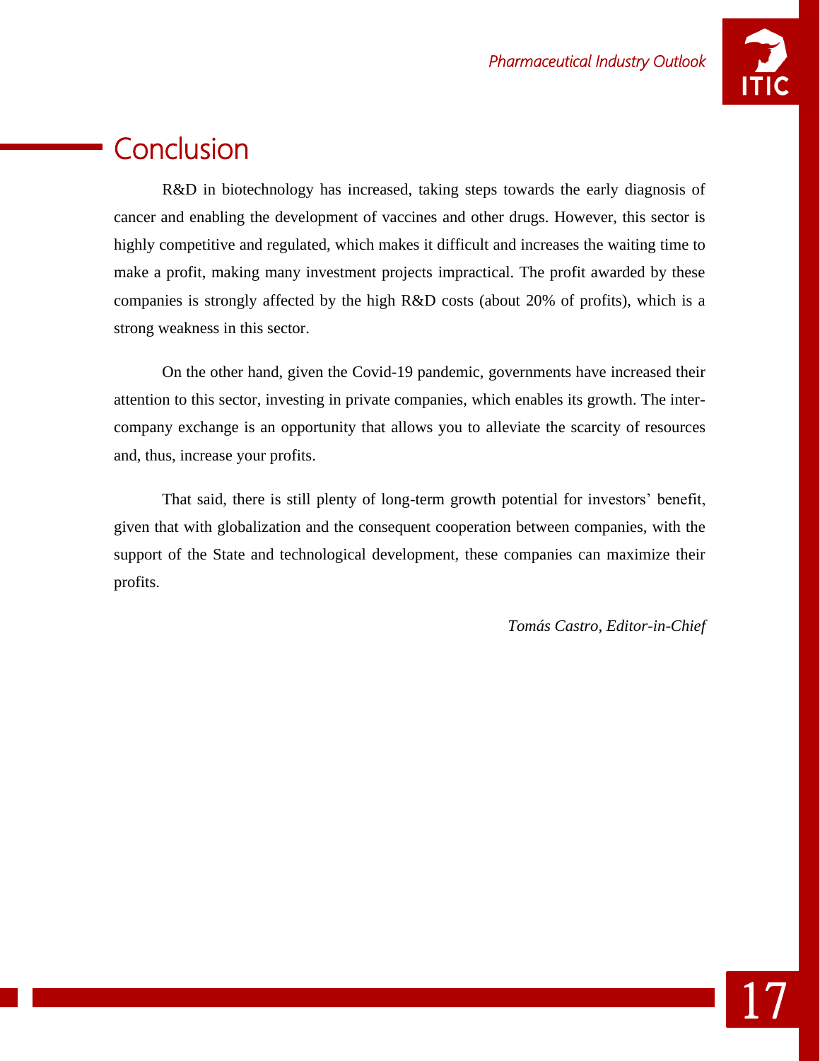## Conclusion

R&D in biotechnology has increased, taking steps towards the early diagnosis of cancer and enabling the development of vaccines and other drugs. However, this sector is highly competitive and regulated, which makes it difficult and increases the waiting time to make a profit, making many investment projects impractical. The profit awarded by these companies is strongly affected by the high R&D costs (about 20% of profits), which is a strong weakness in this sector.

On the other hand, given the Covid-19 pandemic, governments have increased their attention to this sector, investing in private companies, which enables its growth. The inter-company exchange is an opportunity that allows you to alleviate the scarcity of resources and, thus, increase your profits.

That said, there is still plenty of long-term growth potential for investors' benefit, given that with globalization and the consequent cooperation between companies, with the support of the State and technological development, these companies can maximize their profits.

*Tomás Castro, Editor-in-Chief*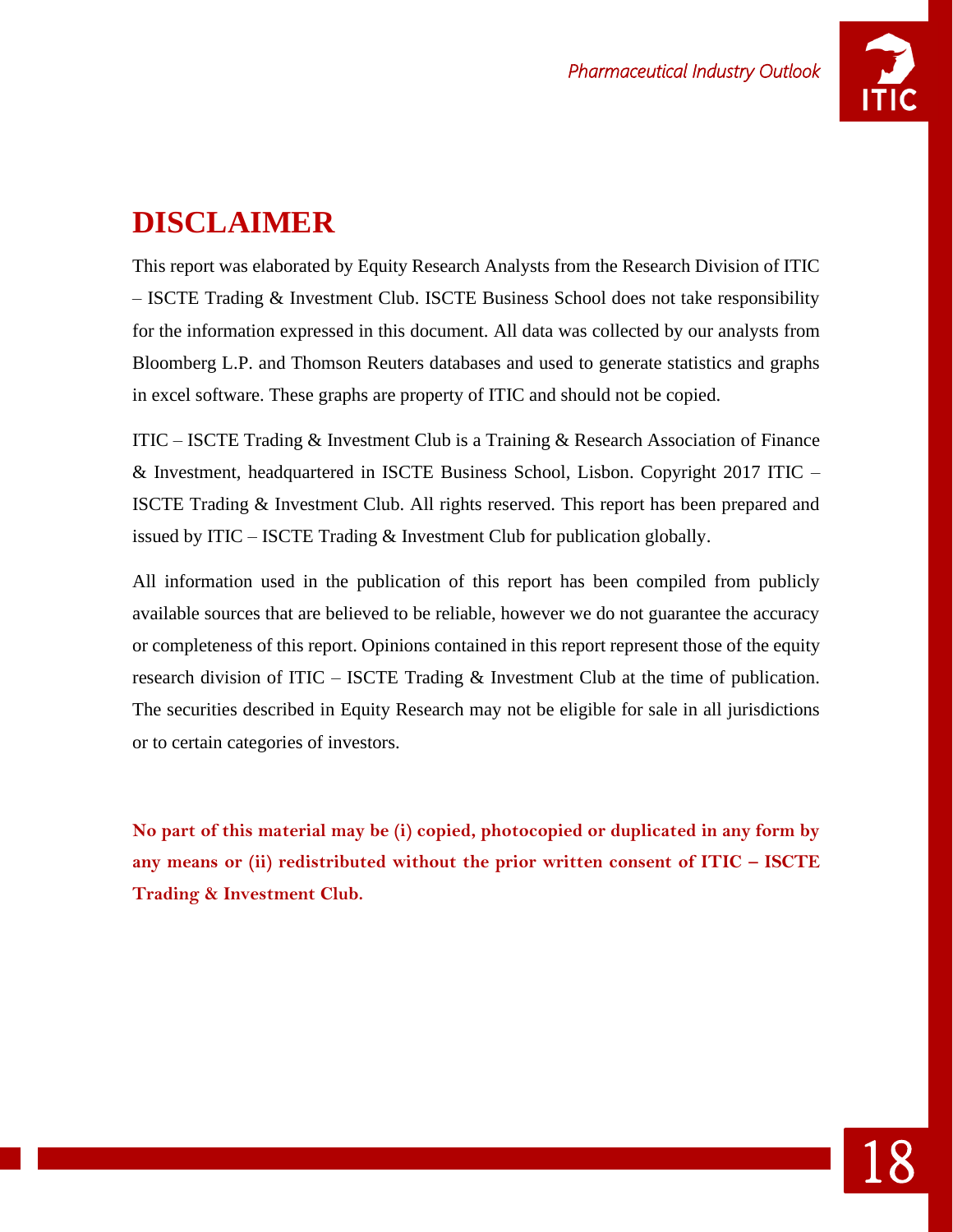# DISCLAIMER

This report was elaborated by Equity Research Analysts from the Research Division of ITIC – ISCTE Trading & Investment Club. ISCTE Business School does not take responsibility for the information expressed in this document. All data was collected by our analysts from Bloomberg L.P. and Thomson Reuters databases and used to generate statistics and graphs in excel software. These graphs are property of ITIC and should not be copied.

ITIC – ISCTE Trading & Investment Club is a Training & Research Association of Finance & Investment, headquartered in ISCTE Business School, Lisbon. Copyright 2017 ITIC – ISCTE Trading & Investment Club. All rights reserved. This report has been prepared and issued by ITIC – ISCTE Trading & Investment Club for publication globally.

All information used in the publication of this report has been compiled from publicly available sources that are believed to be reliable, however we do not guarantee the accuracy or completeness of this report. Opinions contained in this report represent those of the equity research division of ITIC – ISCTE Trading & Investment Club at the time of publication. The securities described in Equity Research may not be eligible for sale in all jurisdictions or to certain categories of investors.

**No part of this material may be (i) copied, photocopied or duplicated in any form by any means or (ii) redistributed without the prior written consent of ITIC – ISCTE Trading & Investment Club.**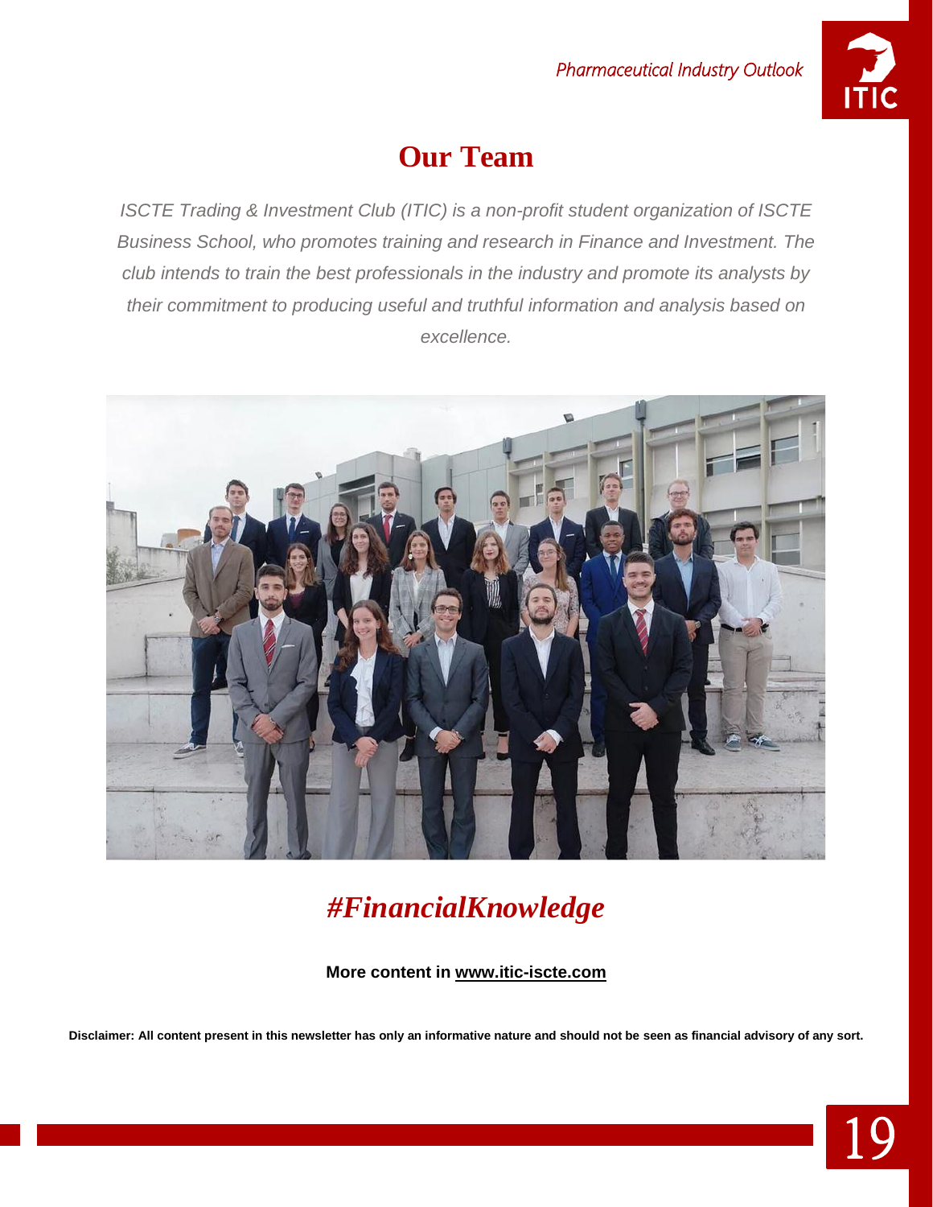# Our Team

*ISCTE Trading & Investment Club (ITIC) is a non-profit student organization of ISCTE Business School, who promotes training and research in Finance and Investment. The club intends to train the best professionals in the industry and promote its analysts by their commitment to producing useful and truthful information and analysis based on excellence.*

## *#FinancialKnowledge*

**More content in [www.itic-iscte.com](http://www.itic-iscte.com)**

**Disclaimer: All content present in this newsletter has only an informative nature and should not be seen as financial advisory of any sort.**